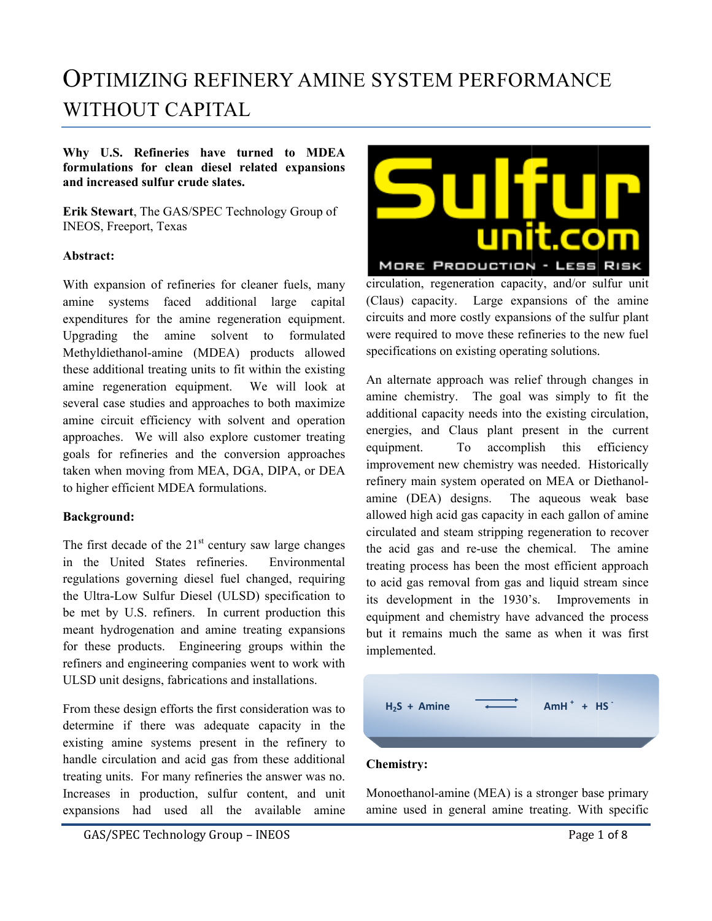# OPTIMIZING REFINERY AMINE SYSTEM PERFORMANCE WITHOUT CAPITAL

**Why U.S. Refineries have turned to MDEA formulations for clean diesel related expansions and increased sulfur crude slates.**

**Erik Stewart**, The GAS/SPEC Technology Group of INEOS, Freeport, Texas

**Abstract:**

With expansion of refineries for cleaner fuels, many amine systems faced additional large capital expenditures for the amine regeneration equipment. Upgrading the amine solvent to formulated Methyldiethanol-amine (MDEA) products allowed these additional treating units to fit within the existing amine regeneration equipment. We will look at several case studies and approaches to both maximize amine circuit efficiency with solvent and operation approaches. We will also explore customer treating goals for refineries and the conversion approaches taken when moving from MEA, DGA, DIPA, or DEA to higher efficient MDEA formulations.

**Background:**

The first decade of the 21st century saw large changes in the United States refineries. Environmental regulations governing diesel fuel changed, requiring the Ultra-Low Sulfur Diesel (ULSD) specification to be met by U.S. refiners. In current production this meant hydrogenation and amine treating expansions for these products. Engineering groups within the refiners and engineering companies went to work with ULSD unit designs, fabrications and installations.

From these design efforts the first consideration was to determine if there was adequate capacity in the existing amine systems present in the refinery to handle circulation and acid gas from these additional treating units. For many refineries the answer was no. Increases in production, sulfur content, and unit expansions had used all the available amine circulation, regeneration capacity, and/or sulfur unit (Claus) capacity. Large expansions of the amine circuits and more costly expansions of the sulfur plant were required to move these refineries to the new fuel specifications on existing operating solutions.

An alternate approach was relief through changes in amine chemistry. The goal was simply to fit the additional capacity needs into the existing circulation, energies, and Claus plant present in the current equipment. To accomplish this efficiency improvement new chemistry was needed. Historically refinery main system operated on MEA or Diethanol-amine (DEA) designs. The aqueous weak base allowed high acid gas capacity in each gallon of amine circulated and steam stripping regeneration to recover the acid gas and re-use the chemical. The amine treating process has been the most efficient approach to acid gas removal from gas and liquid stream since its development in the 1930's. Improvements in equipment and chemistry have advanced the process but it remains much the same as when it was first implemented.

$$H_2S + \text{Amine} \rightleftharpoons AmH^+ + HS^-$$

**Chemistry:**

Monoethanol-amine (MEA) is a stronger base primary amine used in general amine treating. With specific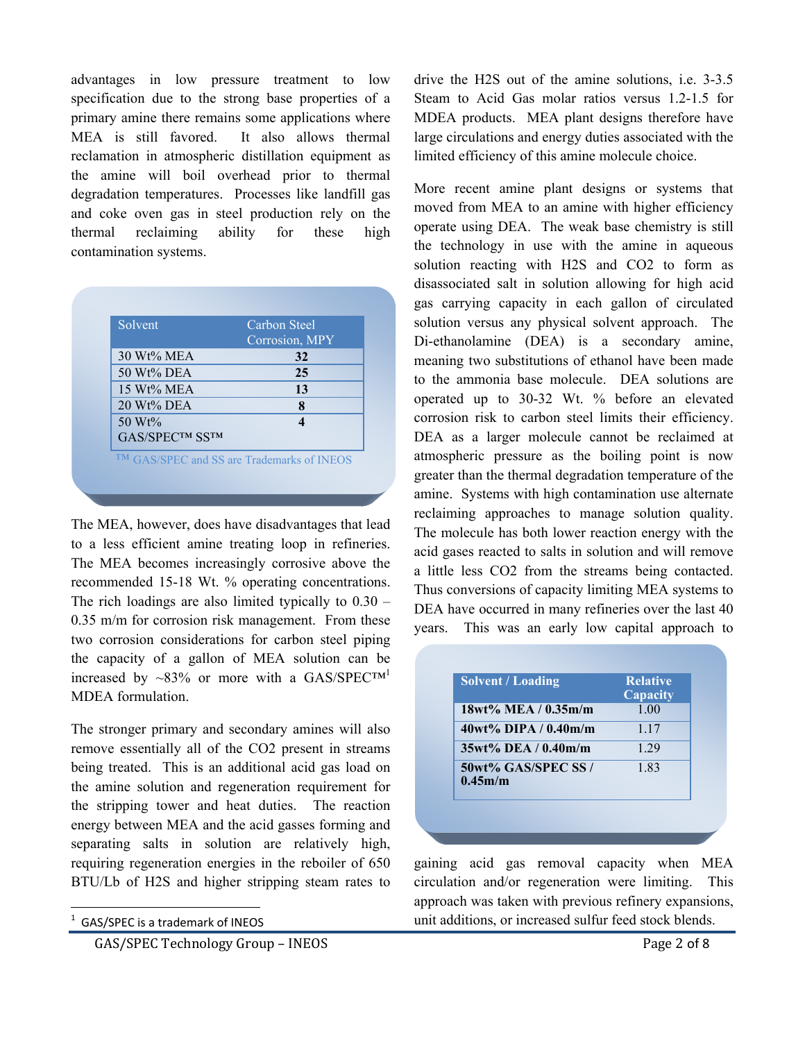advantages in low pressure treatment to low specification due to the strong base properties of a primary amine there remains some applications where MEA is still favored. It also allows thermal reclamation in atmospheric distillation equipment as the amine will boil overhead prior to thermal degradation temperatures. Processes like landfill gas and coke oven gas in steel production rely on the thermal reclaiming ability for these high contamination systems.

| Solvent | Carbon Steel Corrosion, MPY |
|---|---|
| 30 Wt% MEA | **32** |
| 50 Wt% DEA | **25** |
| 15 Wt% MEA | **13** |
| 20 Wt% DEA | **8** |
| 50 Wt% GAS/SPEC™ SS™ | **4** |

™ GAS/SPEC and SS are Trademarks of INEOS

The MEA, however, does have disadvantages that lead to a less efficient amine treating loop in refineries. The MEA becomes increasingly corrosive above the recommended 15-18 Wt. % operating concentrations. The rich loadings are also limited typically to 0.30 – 0.35 m/m for corrosion risk management. From these two corrosion considerations for carbon steel piping the capacity of a gallon of MEA solution can be increased by ~83% or more with a GAS/SPEC™[1] MDEA formulation.

The stronger primary and secondary amines will also remove essentially all of the $CO_2$ present in streams being treated. This is an additional acid gas load on the amine solution and regeneration requirement for the stripping tower and heat duties. The reaction energy between MEA and the acid gasses forming and separating salts in solution are relatively high, requiring regeneration energies in the reboiler of 650 BTU/Lb of $H_2S$ and higher stripping steam rates to drive the $H_2S$ out of the amine solutions, i.e. 3-3.5 Steam to Acid Gas molar ratios versus 1.2-1.5 for MDEA products. MEA plant designs therefore have large circulations and energy duties associated with the limited efficiency of this amine molecule choice.

More recent amine plant designs or systems that moved from MEA to an amine with higher efficiency operate using DEA. The weak base chemistry is still the technology in use with the amine in aqueous solution reacting with $H_2S$ and $CO_2$ to form as disassociated salt in solution allowing for high acid gas carrying capacity in each gallon of circulated solution versus any physical solvent approach. The Di-ethanolamine (DEA) is a secondary amine, meaning two substitutions of ethanol have been made to the ammonia base molecule. DEA solutions are operated up to 30-32 Wt. % before an elevated corrosion risk to carbon steel limits their efficiency. DEA as a larger molecule cannot be reclaimed at atmospheric pressure as the boiling point is now greater than the thermal degradation temperature of the amine. Systems with high contamination use alternate reclaiming approaches to manage solution quality. The molecule has both lower reaction energy with the acid gases reacted to salts in solution and will remove a little less $CO_2$ from the streams being contacted. Thus conversions of capacity limiting MEA systems to DEA have occurred in many refineries over the last 40 years. This was an early low capital approach to gaining acid gas removal capacity when MEA circulation and/or regeneration were limiting. This approach was taken with previous refinery expansions, unit additions, or increased sulfur feed stock blends.

| Solvent / Loading | Relative Capacity |
|---|---|
| **18wt% MEA / 0.35m/m** | 1.00 |
| **40wt% DIPA / 0.40m/m** | 1.17 |
| **35wt% DEA / 0.40m/m** | 1.29 |
| **50wt% GAS/SPEC SS / 0.45m/m** | 1.83 |

[1] GAS/SPEC is a trademark of INEOS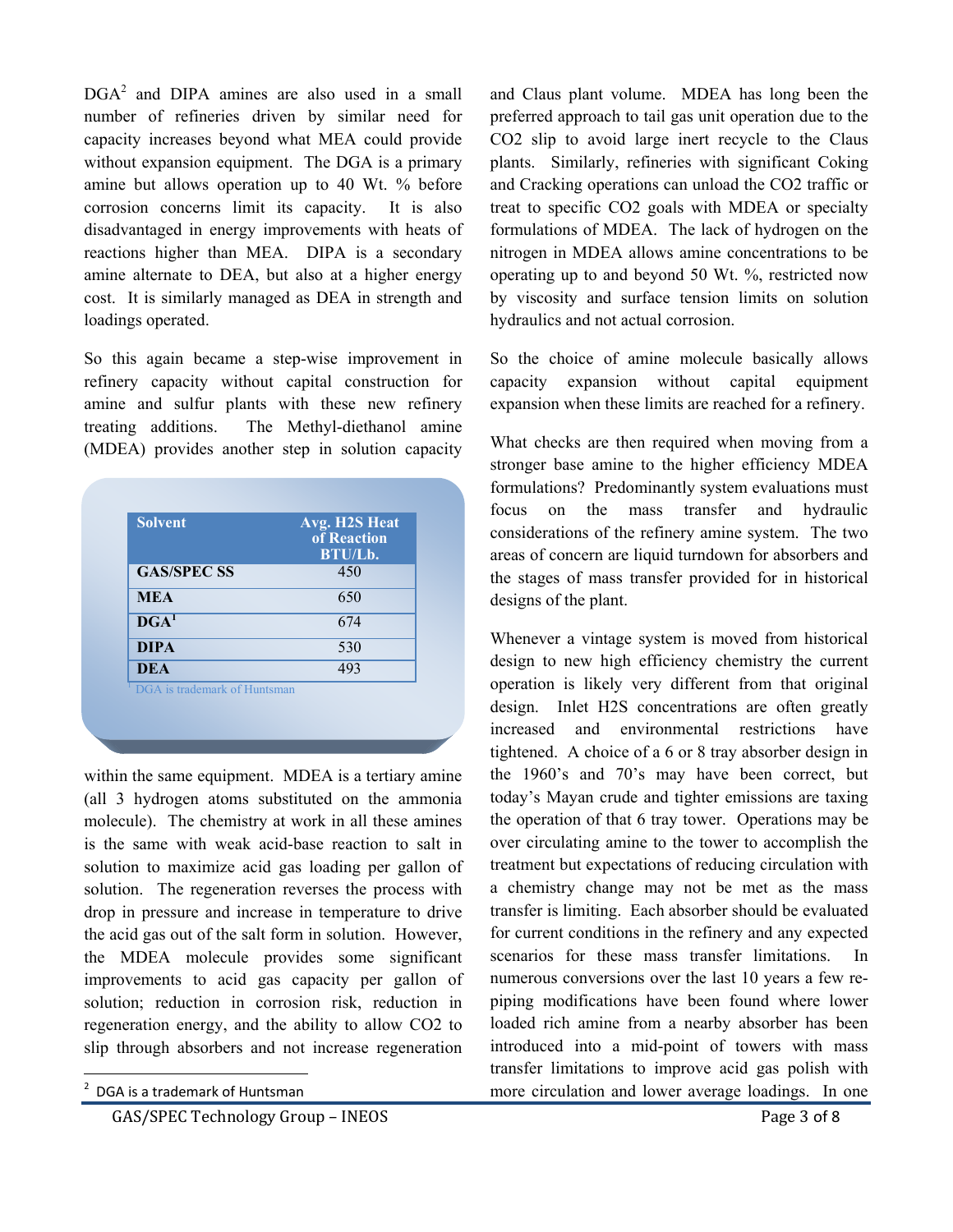DGA[2] and DIPA amines are also used in a small number of refineries driven by similar need for capacity increases beyond what MEA could provide without expansion equipment. The DGA is a primary amine but allows operation up to 40 Wt. % before corrosion concerns limit its capacity. It is also disadvantaged in energy improvements with heats of reactions higher than MEA. DIPA is a secondary amine alternate to DEA, but also at a higher energy cost. It is similarly managed as DEA in strength and loadings operated.

So this again became a step-wise improvement in refinery capacity without capital construction for amine and sulfur plants with these new refinery treating additions. The Methyl-diethanol amine (MDEA) provides another step in solution capacity within the same equipment. MDEA is a tertiary amine (all 3 hydrogen atoms substituted on the ammonia molecule). The chemistry at work in all these amines is the same with weak acid-base reaction to salt in solution to maximize acid gas loading per gallon of solution. The regeneration reverses the process with drop in pressure and increase in temperature to drive the acid gas out of the salt form in solution. However, the MDEA molecule provides some significant improvements to acid gas capacity per gallon of solution; reduction in corrosion risk, reduction in regeneration energy, and the ability to allow $CO_2$ to slip through absorbers and not increase regeneration and Claus plant volume. MDEA has long been the preferred approach to tail gas unit operation due to the $CO_2$ slip to avoid large inert recycle to the Claus plants. Similarly, refineries with significant Coking and Cracking operations can unload the $CO_2$ traffic or treat to specific $CO_2$ goals with MDEA or specialty formulations of MDEA. The lack of hydrogen on the nitrogen in MDEA allows amine concentrations to be operating up to and beyond 50 Wt. %, restricted now by viscosity and surface tension limits on solution hydraulics and not actual corrosion.

| Solvent | Avg. $H_2S$ Heat of Reaction BTU/Lb. |
| --- | --- |
| GAS/SPEC SS | 450 |
| MEA | 650 |
| DGA[1] | 674 |
| DIPA | 530 |
| DEA | 493 |

[1] DGA is trademark of Huntsman

So the choice of amine molecule basically allows capacity expansion without capital equipment expansion when these limits are reached for a refinery.

What checks are then required when moving from a stronger base amine to the higher efficiency MDEA formulations? Predominantly system evaluations must focus on the mass transfer and hydraulic considerations of the refinery amine system. The two areas of concern are liquid turndown for absorbers and the stages of mass transfer provided for in historical designs of the plant.

Whenever a vintage system is moved from historical design to new high efficiency chemistry the current operation is likely very different from that original design. Inlet $H_2S$ concentrations are often greatly increased and environmental restrictions have tightened. A choice of a 6 or 8 tray absorber design in the 1960's and 70's may have been correct, but today's Mayan crude and tighter emissions are taxing the operation of that 6 tray tower. Operations may be over circulating amine to the tower to accomplish the treatment but expectations of reducing circulation with a chemistry change may not be met as the mass transfer is limiting. Each absorber should be evaluated for current conditions in the refinery and any expected scenarios for these mass transfer limitations. In numerous conversions over the last 10 years a few re-piping modifications have been found where lower loaded rich amine from a nearby absorber has been introduced into a mid-point of towers with mass transfer limitations to improve acid gas polish with more circulation and lower average loadings. In one

[2] DGA is a trademark of Huntsman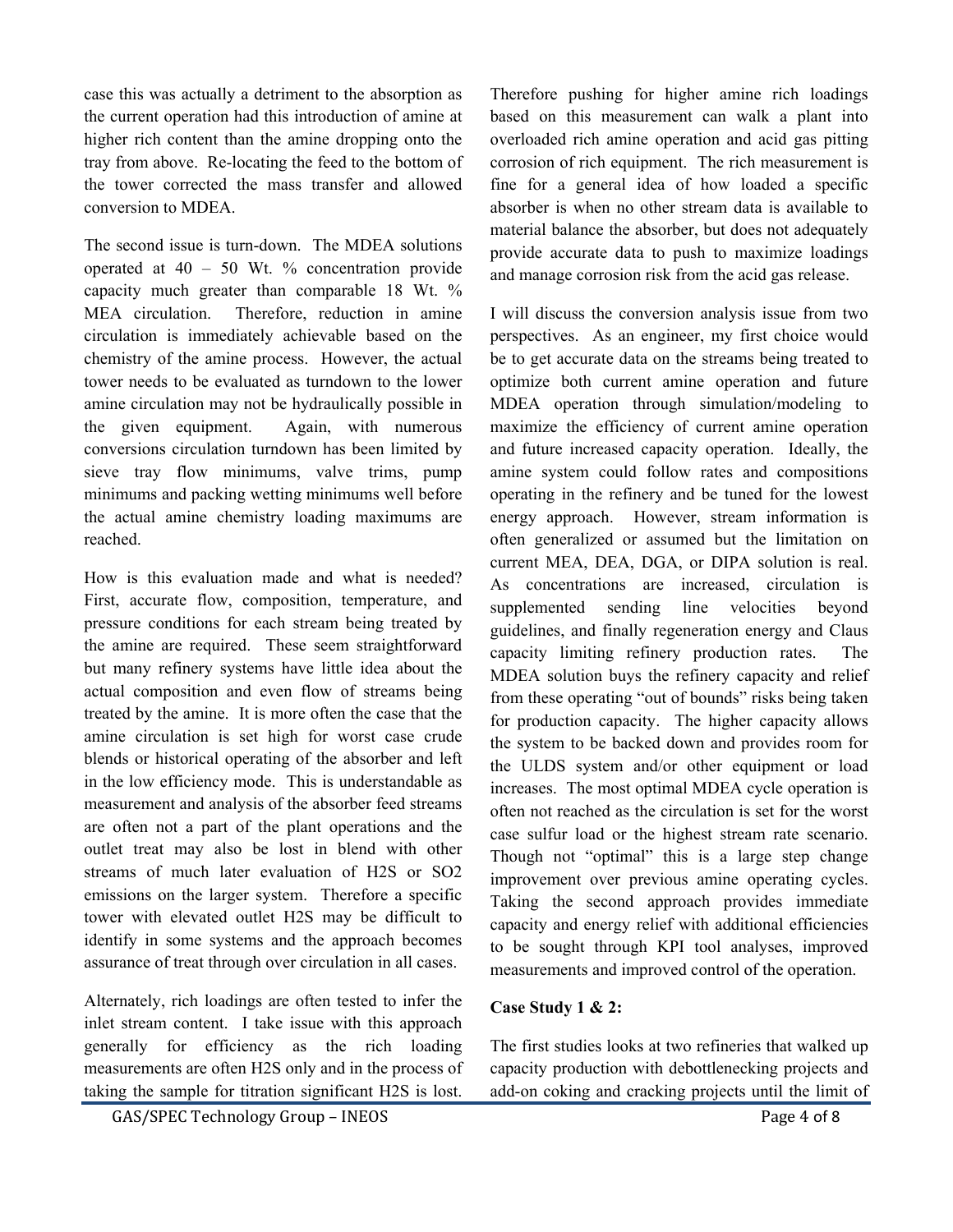case this was actually a detriment to the absorption as the current operation had this introduction of amine at higher rich content than the amine dropping onto the tray from above. Re-locating the feed to the bottom of the tower corrected the mass transfer and allowed conversion to MDEA.

The second issue is turn-down. The MDEA solutions operated at 40 – 50 Wt. % concentration provide capacity much greater than comparable 18 Wt. % MEA circulation. Therefore, reduction in amine circulation is immediately achievable based on the chemistry of the amine process. However, the actual tower needs to be evaluated as turndown to the lower amine circulation may not be hydraulically possible in the given equipment. Again, with numerous conversions circulation turndown has been limited by sieve tray flow minimums, valve trims, pump minimums and packing wetting minimums well before the actual amine chemistry loading maximums are reached.

How is this evaluation made and what is needed? First, accurate flow, composition, temperature, and pressure conditions for each stream being treated by the amine are required. These seem straightforward but many refinery systems have little idea about the actual composition and even flow of streams being treated by the amine. It is more often the case that the amine circulation is set high for worst case crude blends or historical operating of the absorber and left in the low efficiency mode. This is understandable as measurement and analysis of the absorber feed streams are often not a part of the plant operations and the outlet treat may also be lost in blend with other streams of much later evaluation of $H_2S$ or $SO_2$ emissions on the larger system. Therefore a specific tower with elevated outlet $H_2S$ may be difficult to identify in some systems and the approach becomes assurance of treat through over circulation in all cases.

Alternately, rich loadings are often tested to infer the inlet stream content. I take issue with this approach generally for efficiency as the rich loading measurements are often $H_2S$ only and in the process of taking the sample for titration significant $H_2S$ is lost. Therefore pushing for higher amine rich loadings based on this measurement can walk a plant into overloaded rich amine operation and acid gas pitting corrosion of rich equipment. The rich measurement is fine for a general idea of how loaded a specific absorber is when no other stream data is available to material balance the absorber, but does not adequately provide accurate data to push to maximize loadings and manage corrosion risk from the acid gas release.

I will discuss the conversion analysis issue from two perspectives. As an engineer, my first choice would be to get accurate data on the streams being treated to optimize both current amine operation and future MDEA operation through simulation/modeling to maximize the efficiency of current amine operation and future increased capacity operation. Ideally, the amine system could follow rates and compositions operating in the refinery and be tuned for the lowest energy approach. However, stream information is often generalized or assumed but the limitation on current MEA, DEA, DGA, or DIPA solution is real. As concentrations are increased, circulation is supplemented sending line velocities beyond guidelines, and finally regeneration energy and Claus capacity limiting refinery production rates. The MDEA solution buys the refinery capacity and relief from these operating "out of bounds" risks being taken for production capacity. The higher capacity allows the system to be backed down and provides room for the ULDS system and/or other equipment or load increases. The most optimal MDEA cycle operation is often not reached as the circulation is set for the worst case sulfur load or the highest stream rate scenario. Though not "optimal" this is a large step change improvement over previous amine operating cycles. Taking the second approach provides immediate capacity and energy relief with additional efficiencies to be sought through KPI tool analyses, improved measurements and improved control of the operation.

**Case Study 1 & 2:**

The first studies looks at two refineries that walked up capacity production with debottlenecking projects and add-on coking and cracking projects until the limit of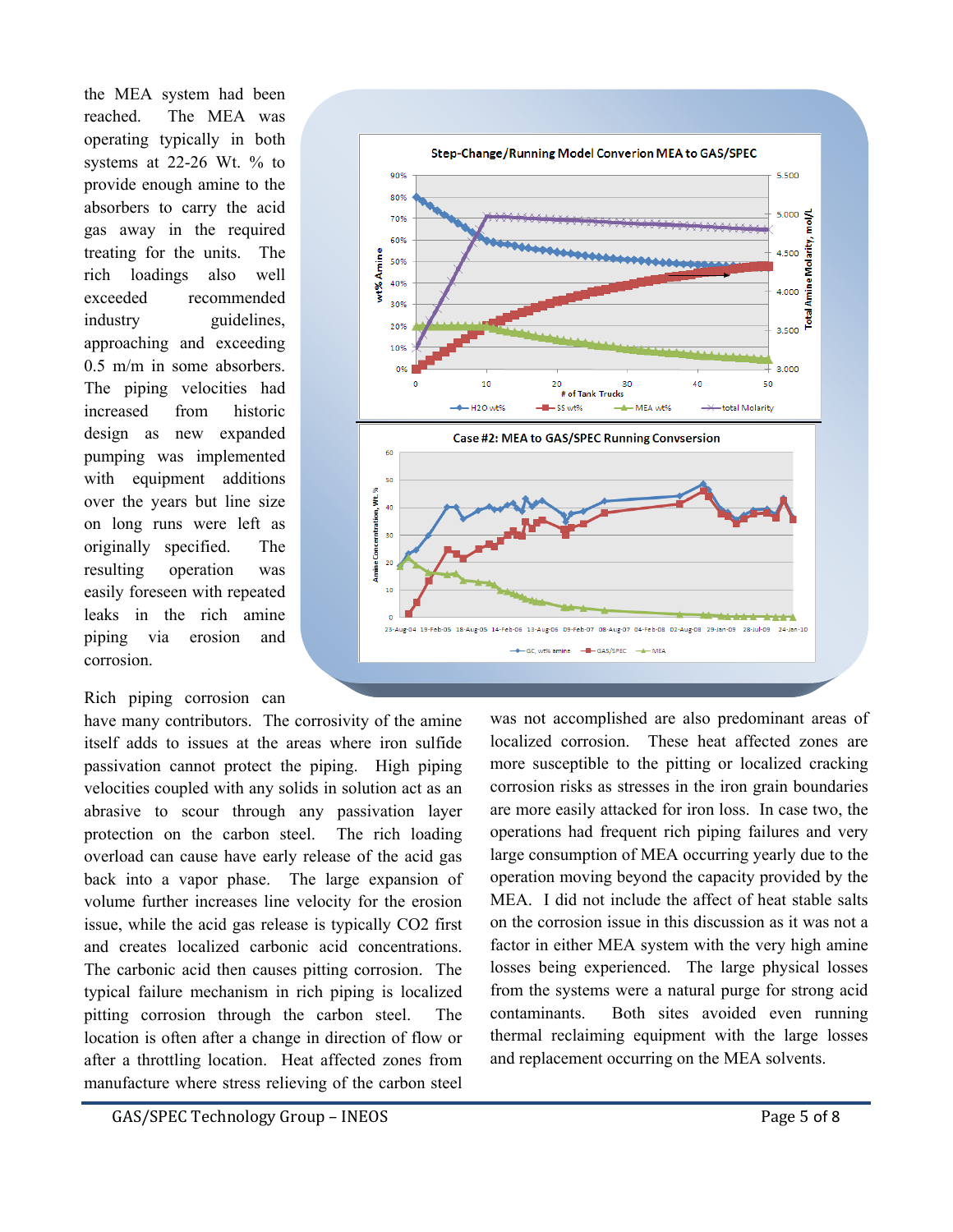the MEA system had been reached. The MEA was operating typically in both systems at 22-26 Wt. % to provide enough amine to the absorbers to carry the acid gas away in the required treating for the units. The rich loadings also well exceeded recommended industry guidelines, approaching and exceeding 0.5 m/m in some absorbers. The piping velocities had increased from historic design as new expanded pumping was implemented with equipment additions over the years but line size on long runs were left as originally specified. The resulting operation was easily foreseen with repeated leaks in the rich amine piping via erosion and corrosion.

Rich piping corrosion can have many contributors. The corrosivity of the amine itself adds to issues at the areas where iron sulfide passivation cannot protect the piping. High piping velocities coupled with any solids in solution act as an abrasive to scour through any passivation layer protection on the carbon steel. The rich loading overload can cause early release of the acid gas back into a vapor phase. The large expansion of volume further increases line velocity for the erosion issue, while the acid gas release is typically CO2 first and creates localized carbonic acid concentrations. The carbonic acid then causes pitting corrosion. The typical failure mechanism in rich piping is localized pitting corrosion through the carbon steel. The location is often after a change in direction of flow or after a throttling location. Heat affected zones from manufacture where stress relieving of the carbon steel was not accomplished are also predominant areas of localized corrosion. These heat affected zones are more susceptible to the pitting or localized cracking corrosion risks as stresses in the iron grain boundaries are more easily attacked for iron loss. In case two, the operations had frequent rich piping failures and very large consumption of MEA occurring yearly due to the operation moving beyond the capacity provided by the MEA. I did not include the affect of heat stable salts on the corrosion issue in this discussion as it was not a factor in either MEA system with the very high amine losses being experienced. The large physical losses from the systems were a natural purge for strong acid contaminants. Both sites avoided even running thermal reclaiming equipment with the large losses and replacement occurring on the MEA solvents.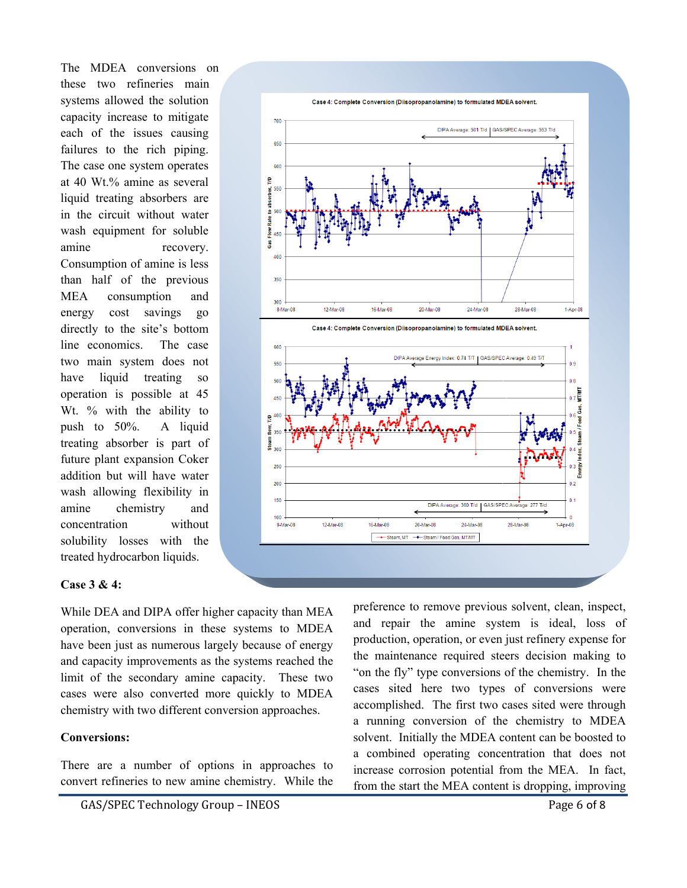The MDEA conversions on these two refineries main systems allowed the solution capacity increase to mitigate each of the issues causing failures to the rich piping. The case one system operates at 40 Wt.% amine as several liquid treating absorbers are in the circuit without water wash equipment for soluble amine recovery. Consumption of amine is less than half of the previous MEA consumption and energy cost savings go directly to the site's bottom line economics. The case two main system does not have liquid treating so operation is possible at 45 Wt. % with the ability to push to 50%. A liquid treating absorber is part of future plant expansion Coker addition but will have water wash allowing flexibility in amine chemistry and concentration without solubility losses with the treated hydrocarbon liquids.

**Case 3 & 4:**

While DEA and DIPA offer higher capacity than MEA operation, conversions in these systems to MDEA have been just as numerous largely because of energy and capacity improvements as the systems reached the limit of the secondary amine capacity. These two cases were also converted more quickly to MDEA chemistry with two different conversion approaches.

**Conversions:**

There are a number of options in approaches to convert refineries to new amine chemistry. While the preference to remove previous solvent, clean, inspect, and repair the amine system is ideal, loss of production, operation, or even just refinery expense for the maintenance required steers decision making to "on the fly" type conversions of the chemistry. In the cases sited here two types of conversions were accomplished. The first two cases sited were through a running conversion of the chemistry to MDEA solvent. Initially the MDEA content can be boosted to a combined operating concentration that does not increase corrosion potential from the MEA. In fact, from the start the MEA content is dropping, improving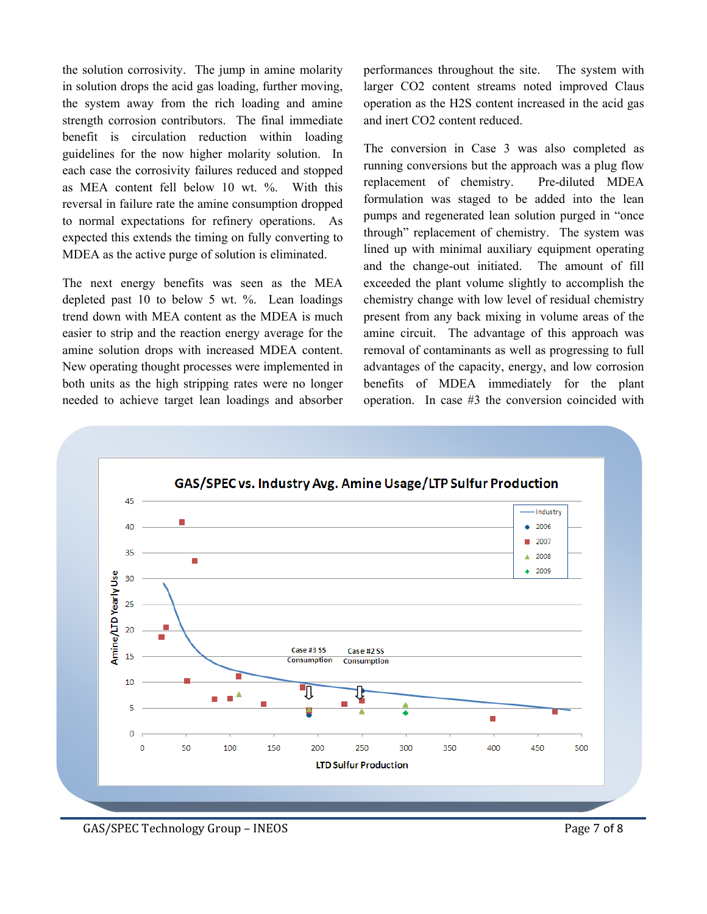the solution corrosivity. The jump in amine molarity in solution drops the acid gas loading, further moving, the system away from the rich loading and amine strength corrosion contributors. The final immediate benefit is circulation reduction within loading guidelines for the now higher molarity solution. In each case the corrosivity failures reduced and stopped as MEA content fell below 10 wt. %. With this reversal in failure rate the amine consumption dropped to normal expectations for refinery operations. As expected this extends the timing on fully converting to MDEA as the active purge of solution is eliminated.

The next energy benefits was seen as the MEA depleted past 10 to below 5 wt. %. Lean loadings trend down with MEA content as the MDEA is much easier to strip and the reaction energy average for the amine solution drops with increased MDEA content. New operating thought processes were implemented in both units as the high stripping rates were no longer needed to achieve target lean loadings and absorber performances throughout the site. The system with larger $CO_2$ content streams noted improved Claus operation as the $H_2S$ content increased in the acid gas and inert $CO_2$ content reduced.

The conversion in Case 3 was also completed as running conversions but the approach was a plug flow replacement of chemistry. Pre-diluted MDEA formulation was staged to be added into the lean pumps and regenerated lean solution purged in "once through" replacement of chemistry. The system was lined up with minimal auxiliary equipment operating and the change-out initiated. The amount of fill exceeded the plant volume slightly to accomplish the chemistry change with low level of residual chemistry present from any back mixing in volume areas of the amine circuit. The advantage of this approach was removal of contaminants as well as progressing to full advantages of the capacity, energy, and low corrosion benefits of MDEA immediately for the plant operation. In case #3 the conversion coincided with

**GAS/SPEC vs. Industry Avg. Amine Usage/LTP Sulfur Production**

(Chart: Amine/LTD Yearly Use vs. LTD Sulfur Production; series: Industry, 2006, 2007, 2008, 2009; annotations: "Case #3 SS Consumption", "Case #2 SS Consumption")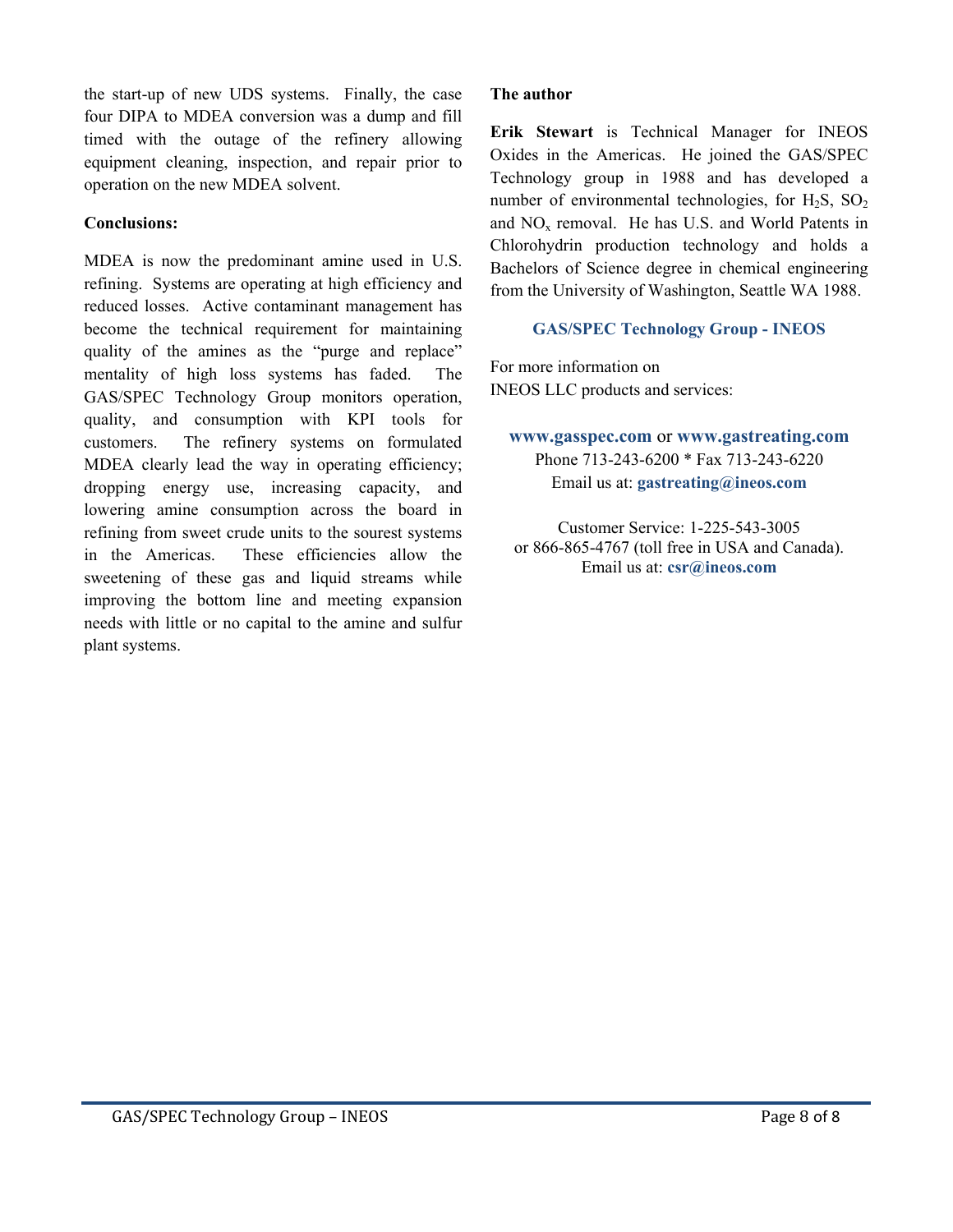the start-up of new UDS systems. Finally, the case four DIPA to MDEA conversion was a dump and fill timed with the outage of the refinery allowing equipment cleaning, inspection, and repair prior to operation on the new MDEA solvent.

**Conclusions:**

MDEA is now the predominant amine used in U.S. refining. Systems are operating at high efficiency and reduced losses. Active contaminant management has become the technical requirement for maintaining quality of the amines as the "purge and replace" mentality of high loss systems has faded. The GAS/SPEC Technology Group monitors operation, quality, and consumption with KPI tools for customers. The refinery systems on formulated MDEA clearly lead the way in operating efficiency; dropping energy use, increasing capacity, and lowering amine consumption across the board in refining from sweet crude units to the sourest systems in the Americas. These efficiencies allow the sweetening of these gas and liquid streams while improving the bottom line and meeting expansion needs with little or no capital to the amine and sulfur plant systems.

**The author**

**Erik Stewart** is Technical Manager for INEOS Oxides in the Americas. He joined the GAS/SPEC Technology group in 1988 and has developed a number of environmental technologies, for $H_2S$, $SO_2$ and $NO_x$ removal. He has U.S. and World Patents in Chlorohydrin production technology and holds a Bachelors of Science degree in chemical engineering from the University of Washington, Seattle WA 1988.

**GAS/SPEC Technology Group - INEOS**

For more information on
INEOS LLC products and services:

**www.gasspec.com** or **www.gastreating.com**
Phone 713-243-6200 * Fax 713-243-6220
Email us at: **gastreating@ineos.com**

Customer Service: 1-225-543-3005
or 866-865-4767 (toll free in USA and Canada).
Email us at: **csr@ineos.com**